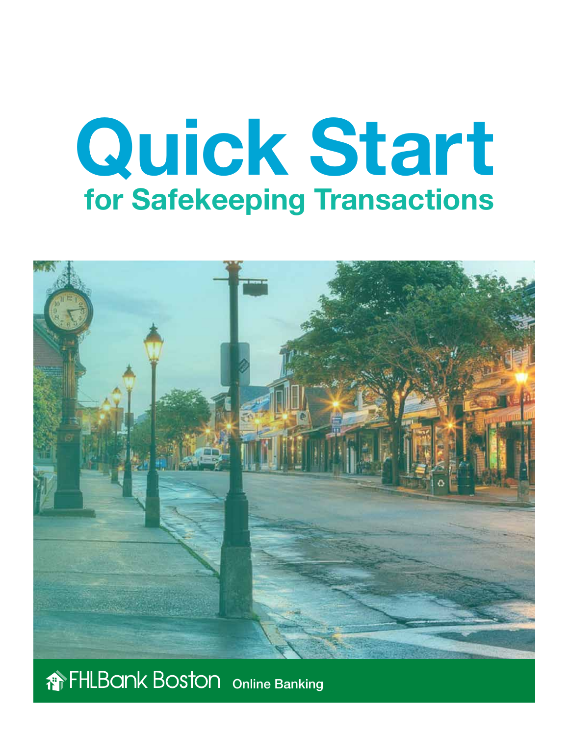# Quick Start

## for Safekeeping Transactions

FHLBank Boston **Online Banking**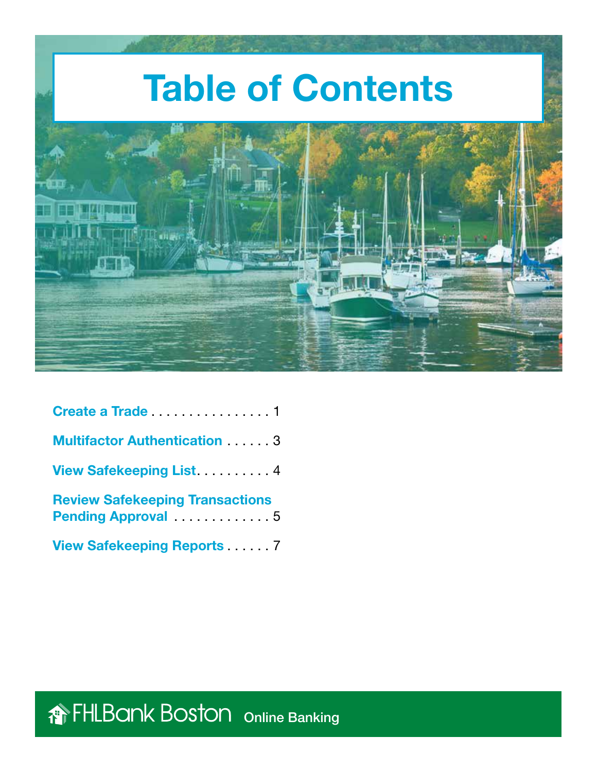# Table of Contents

- **Create a Trade** . . . . . . . . . . . . . . . . 1
- **Multifactor Authentication** . . . . . . 3
- **View Safekeeping List** . . . . . . . . . . 4
- **Review Safekeeping Transactions Pending Approval** . . . . . . . . . . . . . 5
- **View Safekeeping Reports** . . . . . . 7

FHLBank Boston Online Banking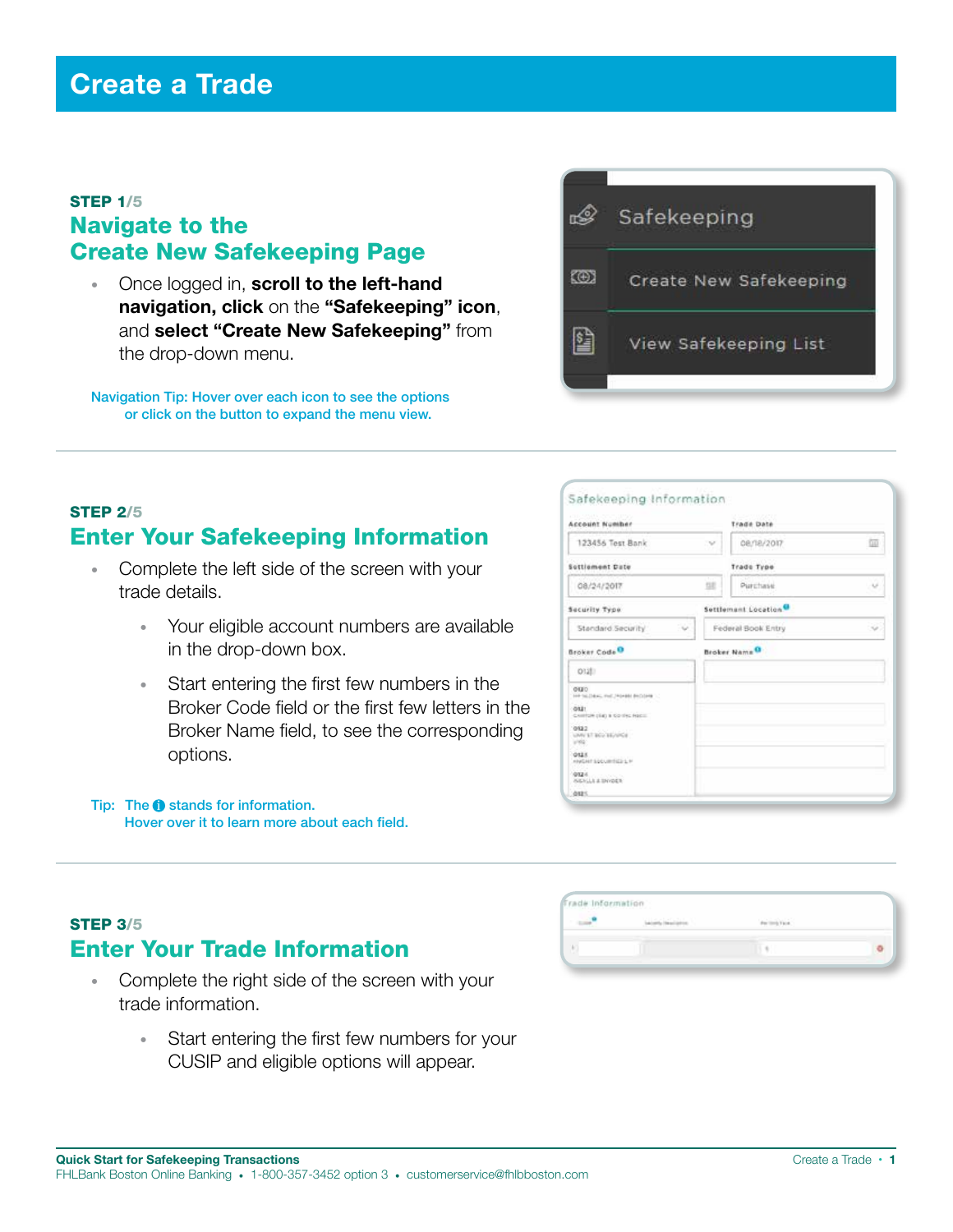# Create a Trade

## STEP 1/5

### Navigate to the Create New Safekeeping Page

- Once logged in, **scroll to the left-hand navigation, click** on the **"Safekeeping" icon**, and **select "Create New Safekeeping"** from the drop-down menu.

Navigation Tip: Hover over each icon to see the options or click on the button to expand the menu view.

## STEP 2/5

### Enter Your Safekeeping Information

- Complete the left side of the screen with your trade details.
  - Your eligible account numbers are available in the drop-down box.
  - Start entering the first few numbers in the Broker Code field or the first few letters in the Broker Name field, to see the corresponding options.

Tip: The ⓘ stands for information. Hover over it to learn more about each field.

## STEP 3/5

### Enter Your Trade Information

- Complete the right side of the screen with your trade information.
  - Start entering the first few numbers for your CUSIP and eligible options will appear.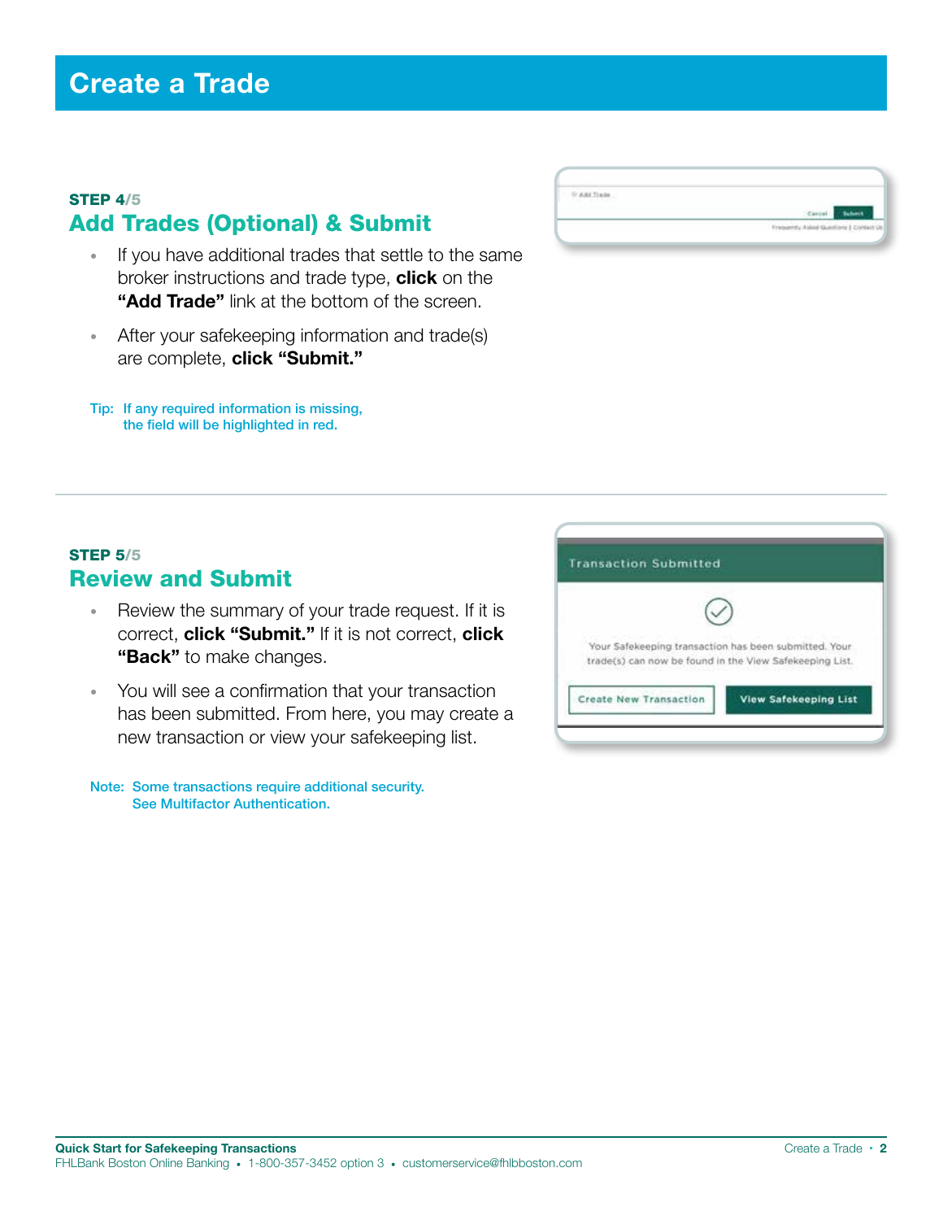# Create a Trade

**STEP 4/5**

## Add Trades (Optional) & Submit

- If you have additional trades that settle to the same broker instructions and trade type, **click** on the **"Add Trade"** link at the bottom of the screen.
- After your safekeeping information and trade(s) are complete, **click "Submit."**

Tip: If any required information is missing, the field will be highlighted in red.

**STEP 5/5**

## Review and Submit

- Review the summary of your trade request. If it is correct, **click "Submit."** If it is not correct, **click "Back"** to make changes.
- You will see a confirmation that your transaction has been submitted. From here, you may create a new transaction or view your safekeeping list.

Note: Some transactions require additional security. See Multifactor Authentication.

**Quick Start for Safekeeping Transactions**
FHLBank Boston Online Banking • 1-800-357-3452 option 3 • customerservice@fhlbboston.com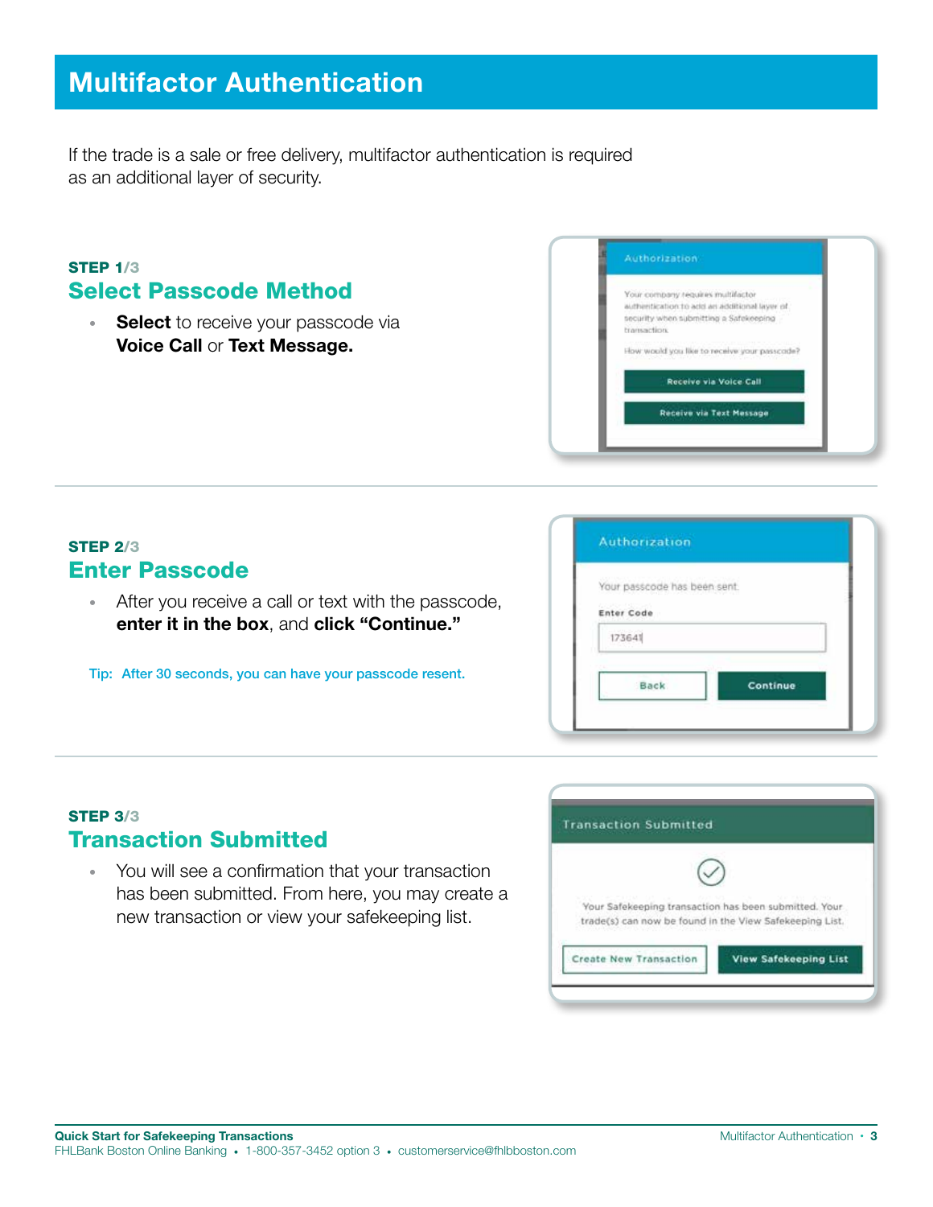# Multifactor Authentication

If the trade is a sale or free delivery, multifactor authentication is required as an additional layer of security.

**STEP 1/3**

## Select Passcode Method

- **Select** to receive your passcode via **Voice Call** or **Text Message.**

**STEP 2/3**

## Enter Passcode

- After you receive a call or text with the passcode, **enter it in the box**, and **click "Continue."**

Tip: After 30 seconds, you can have your passcode resent.

**STEP 3/3**

## Transaction Submitted

- You will see a confirmation that your transaction has been submitted. From here, you may create a new transaction or view your safekeeping list.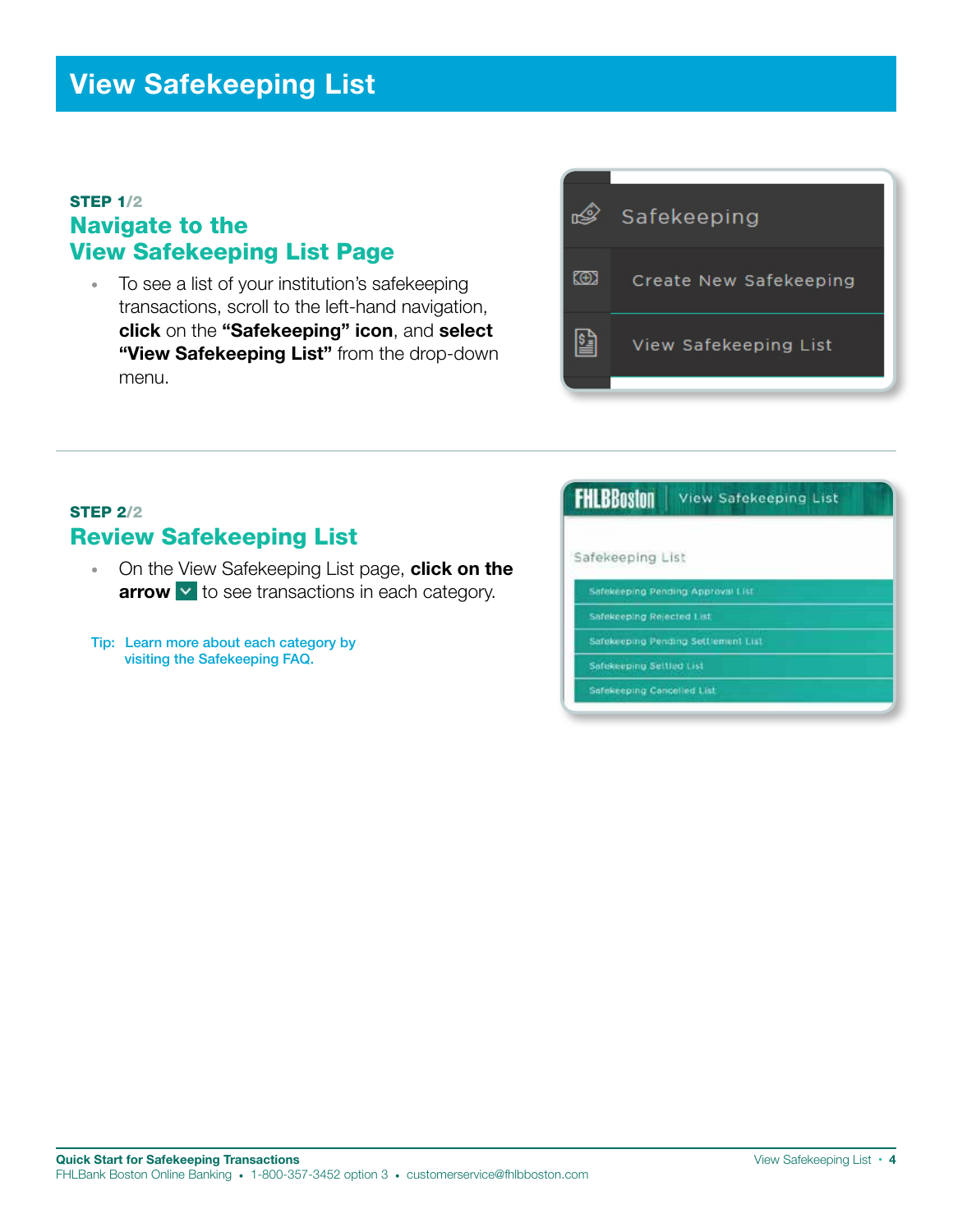# View Safekeeping List

### STEP 1/2

## Navigate to the View Safekeeping List Page

- To see a list of your institution's safekeeping transactions, scroll to the left-hand navigation, **click** on the **"Safekeeping" icon**, and **select "View Safekeeping List"** from the drop-down menu.

### STEP 2/2

## Review Safekeeping List

- On the View Safekeeping List page, **click on the arrow** to see transactions in each category.

Tip: Learn more about each category by visiting the Safekeeping FAQ.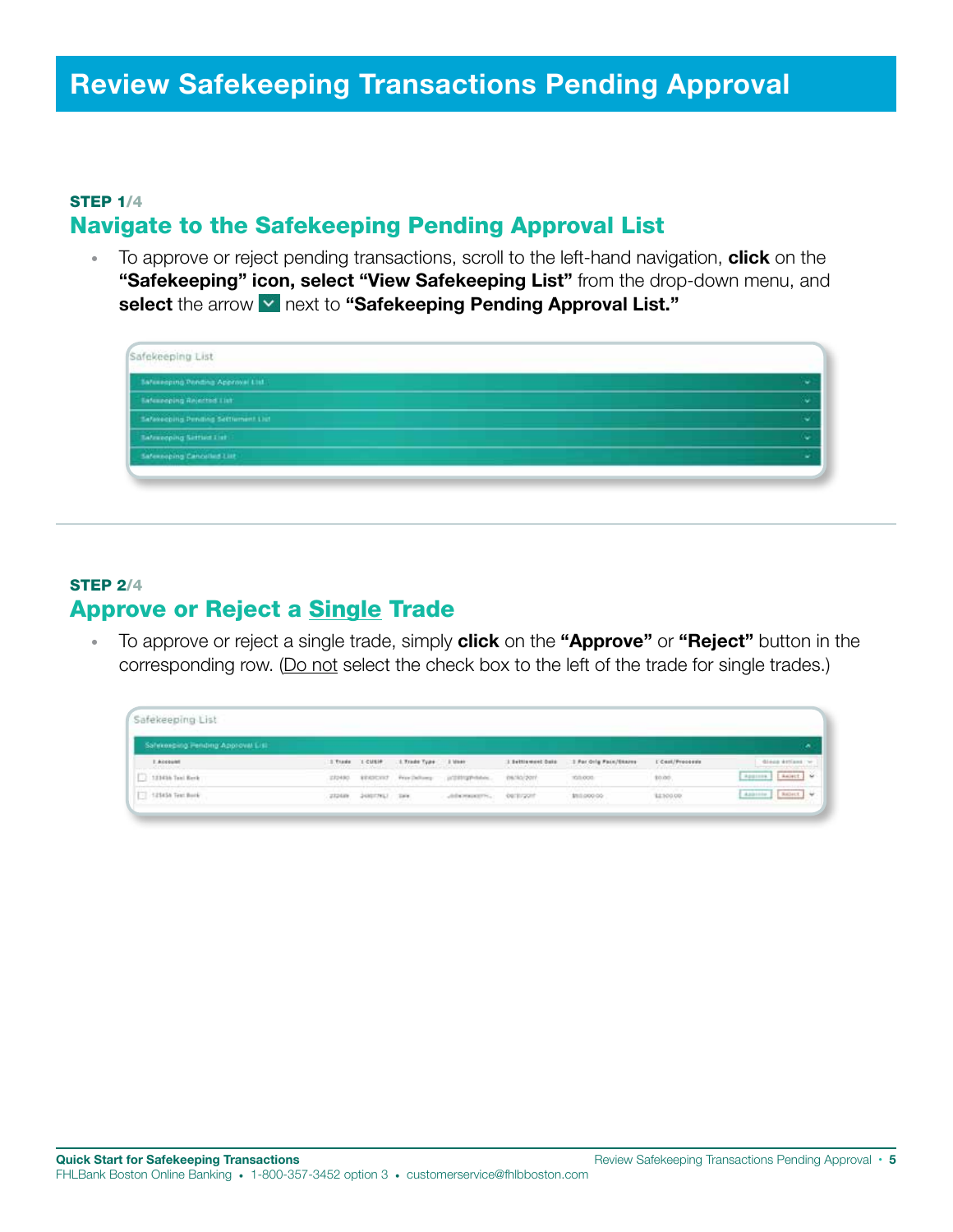# Review Safekeeping Transactions Pending Approval

**STEP 1/4**

## Navigate to the Safekeeping Pending Approval List

- To approve or reject pending transactions, scroll to the left-hand navigation, **click** on the **"Safekeeping" icon, select "View Safekeeping List"** from the drop-down menu, and **select** the arrow next to **"Safekeeping Pending Approval List."**

**STEP 2/4**

## Approve or Reject a Single Trade

- To approve or reject a single trade, simply **click** on the **"Approve"** or **"Reject"** button in the corresponding row. (Do not select the check box to the left of the trade for single trades.)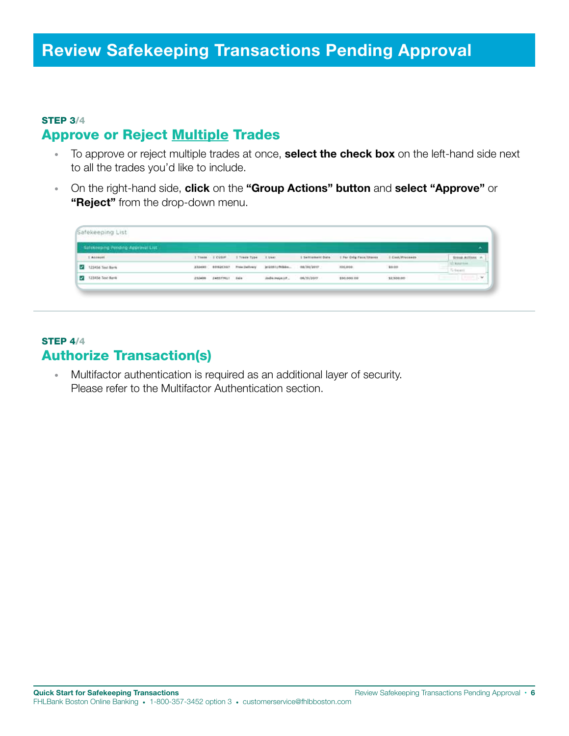# Review Safekeeping Transactions Pending Approval

**STEP 3/4**

## Approve or Reject Multiple Trades

- To approve or reject multiple trades at once, **select the check box** on the left-hand side next to all the trades you'd like to include.
- On the right-hand side, **click** on the **"Group Actions" button** and **select "Approve"** or **"Reject"** from the drop-down menu.

**STEP 4/4**

## Authorize Transaction(s)

- Multifactor authentication is required as an additional layer of security. Please refer to the Multifactor Authentication section.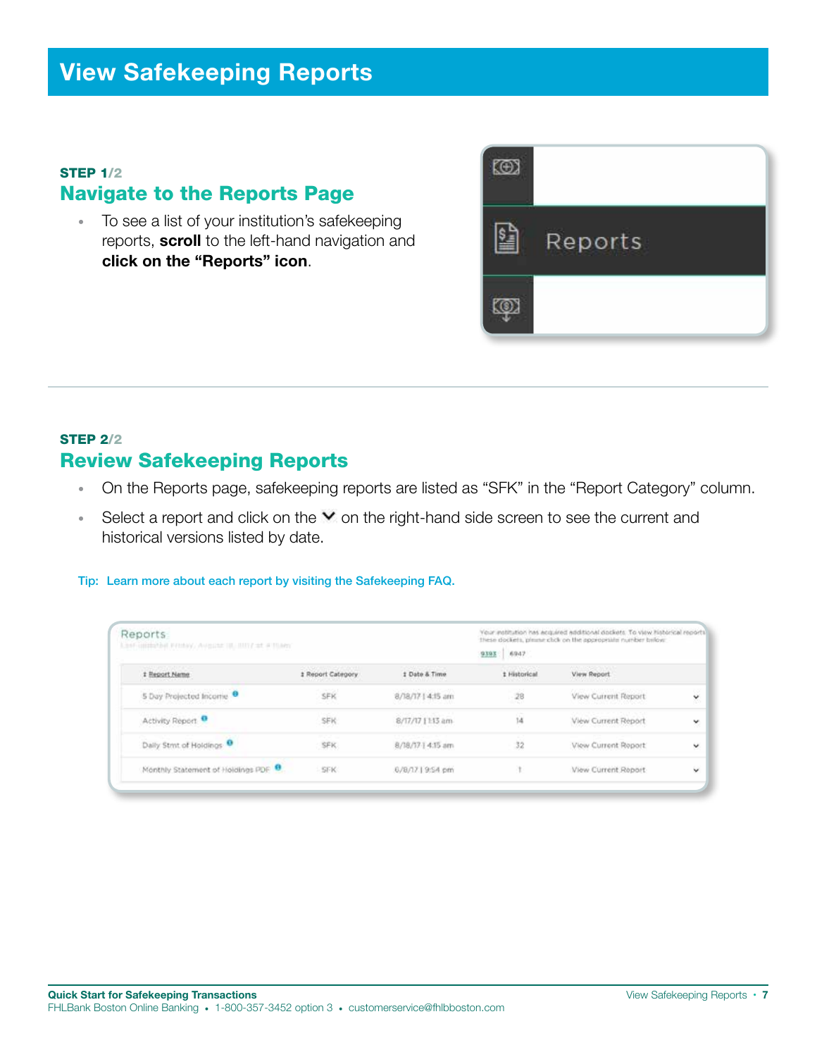# View Safekeeping Reports

**STEP 1/2**

## Navigate to the Reports Page

- To see a list of your institution's safekeeping reports, **scroll** to the left-hand navigation and **click on the "Reports" icon**.

**STEP 2/2**

## Review Safekeeping Reports

- On the Reports page, safekeeping reports are listed as "SFK" in the "Report Category" column.
- Select a report and click on the ⌄ on the right-hand side screen to see the current and historical versions listed by date.

Tip: Learn more about each report by visiting the Safekeeping FAQ.